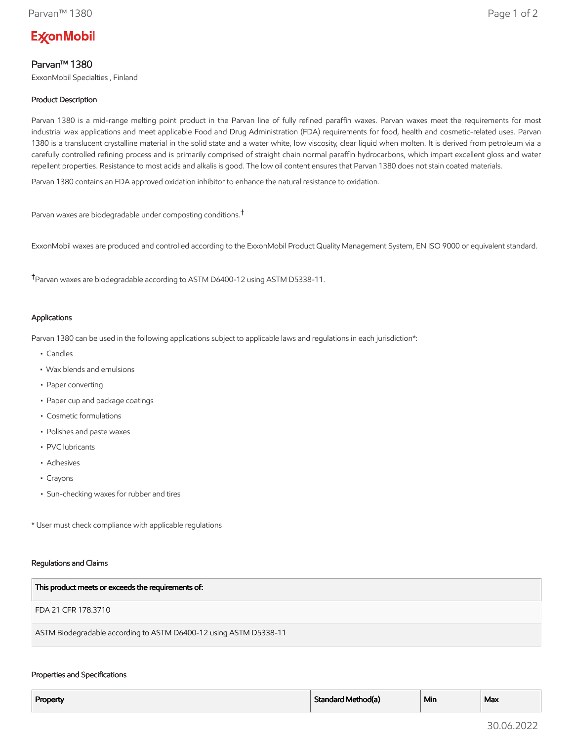ExxonMobil

# Parvan™ 1380

ExxonMobil Specialties , Finland

### Product Description

Parvan 1380 is a mid-range melting point product in the Parvan line of fully refined paraffin waxes. Parvan waxes meet the requirements for most industrial wax applications and meet applicable Food and Drug Administration (FDA) requirements for food, health and cosmetic-related uses. Parvan 1380 is a translucent crystalline material in the solid state and a water white, low viscosity, clear liquid when molten. It is derived from petroleum via a carefully controlled refining process and is primarily comprised of straight chain normal paraffin hydrocarbons, which impart excellent gloss and water repellent properties. Resistance to most acids and alkalis is good. The low oil content ensures that Parvan 1380 does not stain coated materials.

Parvan 1380 contains an FDA approved oxidation inhibitor to enhance the natural resistance to oxidation.

Parvan waxes are biodegradable under composting conditions.†

ExxonMobil waxes are produced and controlled according to the ExxonMobil Product Quality Management System, EN ISO 9000 or equivalent standard.

†Parvan waxes are biodegradable according to ASTM D6400-12 using ASTM D5338-11.

### Applications

Parvan 1380 can be used in the following applications subject to applicable laws and regulations in each jurisdiction*:

- Candles
- Wax blends and emulsions
- Paper converting
- Paper cup and package coatings
- Cosmetic formulations
- Polishes and paste waxes
- PVC lubricants
- Adhesives
- Crayons
- Sun-checking waxes for rubber and tires

* User must check compliance with applicable regulations

### Regulations and Claims

| This product meets or exceeds the requirements of: |
|---|
| FDA 21 CFR 178.3710 |
| ASTM Biodegradable according to ASTM D6400-12 using ASTM D5338-11 |

### Properties and Specifications

| Property | Standard Method(a) | Min | Max |
|---|---|---|---|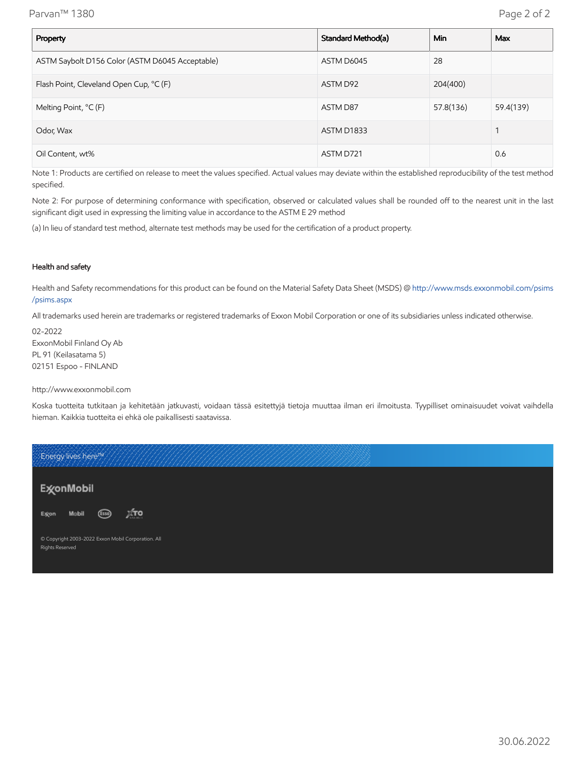| Property | Standard Method(a) | Min | Max |
| --- | --- | --- | --- |
| ASTM Saybolt D156 Color (ASTM D6045 Acceptable) | ASTM D6045 | 28 | |
| Flash Point, Cleveland Open Cup, °C (F) | ASTM D92 | 204(400) | |
| Melting Point, °C (F) | ASTM D87 | 57.8(136) | 59.4(139) |
| Odor, Wax | ASTM D1833 | | 1 |
| Oil Content, wt% | ASTM D721 | | 0.6 |

Note 1: Products are certified on release to meet the values specified. Actual values may deviate within the established reproducibility of the test method specified.

Note 2: For purpose of determining conformance with specification, observed or calculated values shall be rounded off to the nearest unit in the last significant digit used in expressing the limiting value in accordance to the ASTM E 29 method

(a) In lieu of standard test method, alternate test methods may be used for the certification of a product property.

### Health and safety

Health and Safety recommendations for this product can be found on the Material Safety Data Sheet (MSDS) @ http://www.msds.exxonmobil.com/psims/psims.aspx

All trademarks used herein are trademarks or registered trademarks of Exxon Mobil Corporation or one of its subsidiaries unless indicated otherwise.

02-2022
ExxonMobil Finland Oy Ab
PL 91 (Keilasatama 5)
02151 Espoo - FINLAND

http://www.exxonmobil.com

Koska tuotteita tutkitaan ja kehitetään jatkuvasti, voidaan tässä esitettyjä tietoja muuttaa ilman eri ilmoitusta. Tyypilliset ominaisuudet voivat vaihdella hieman. Kaikkia tuotteita ei ehkä ole paikallisesti saatavissa.

Energy lives here™

ExxonMobil

Exxon Mobil Esso XTO

© Copyright 2003-2022 Exxon Mobil Corporation. All Rights Reserved